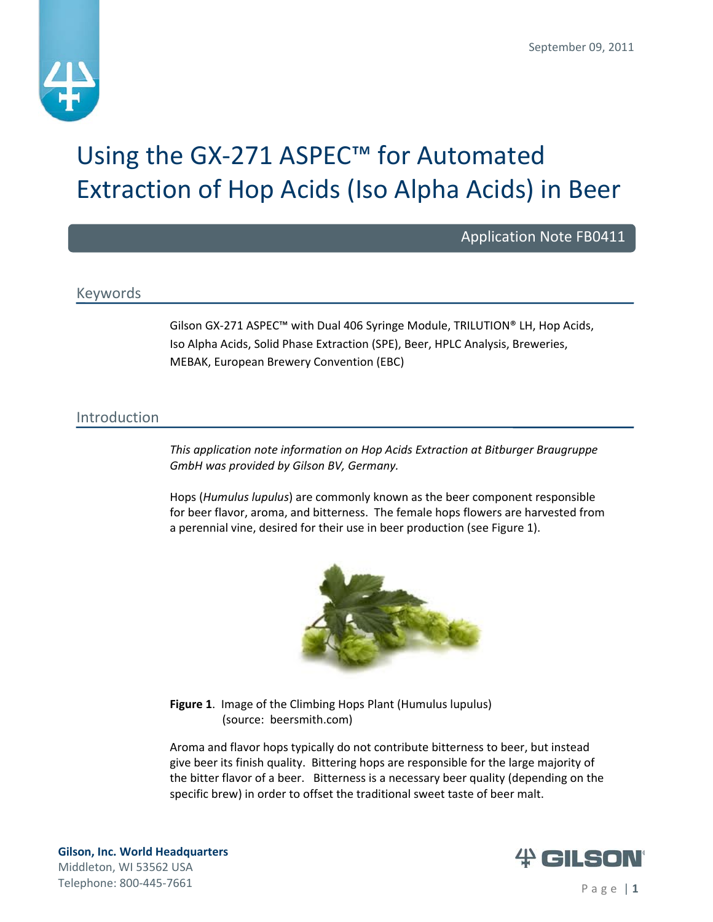September 09, 2011

# Using the GX-271 ASPEC™ for Automated Extraction of Hop Acids (Iso Alpha Acids) in Beer

Application Note FB0411

## Keywords

Gilson GX-271 ASPEC™ with Dual 406 Syringe Module, TRILUTION® LH, Hop Acids, Iso Alpha Acids, Solid Phase Extraction (SPE), Beer, HPLC Analysis, Breweries, MEBAK, European Brewery Convention (EBC)

## Introduction

*This application note information on Hop Acids Extraction at Bitburger Braugruppe GmbH was provided by Gilson BV, Germany.*

Hops (*Humulus lupulus*) are commonly known as the beer component responsible for beer flavor, aroma, and bitterness. The female hops flowers are harvested from a perennial vine, desired for their use in beer production (see Figure 1).

**Figure 1**. Image of the Climbing Hops Plant (Humulus lupulus) (source: beersmith.com)

Aroma and flavor hops typically do not contribute bitterness to beer, but instead give beer its finish quality. Bittering hops are responsible for the large majority of the bitter flavor of a beer. Bitterness is a necessary beer quality (depending on the specific brew) in order to offset the traditional sweet taste of beer malt.

**Gilson, Inc. World Headquarters**
Middleton, WI 53562 USA
Telephone: 800-445-7661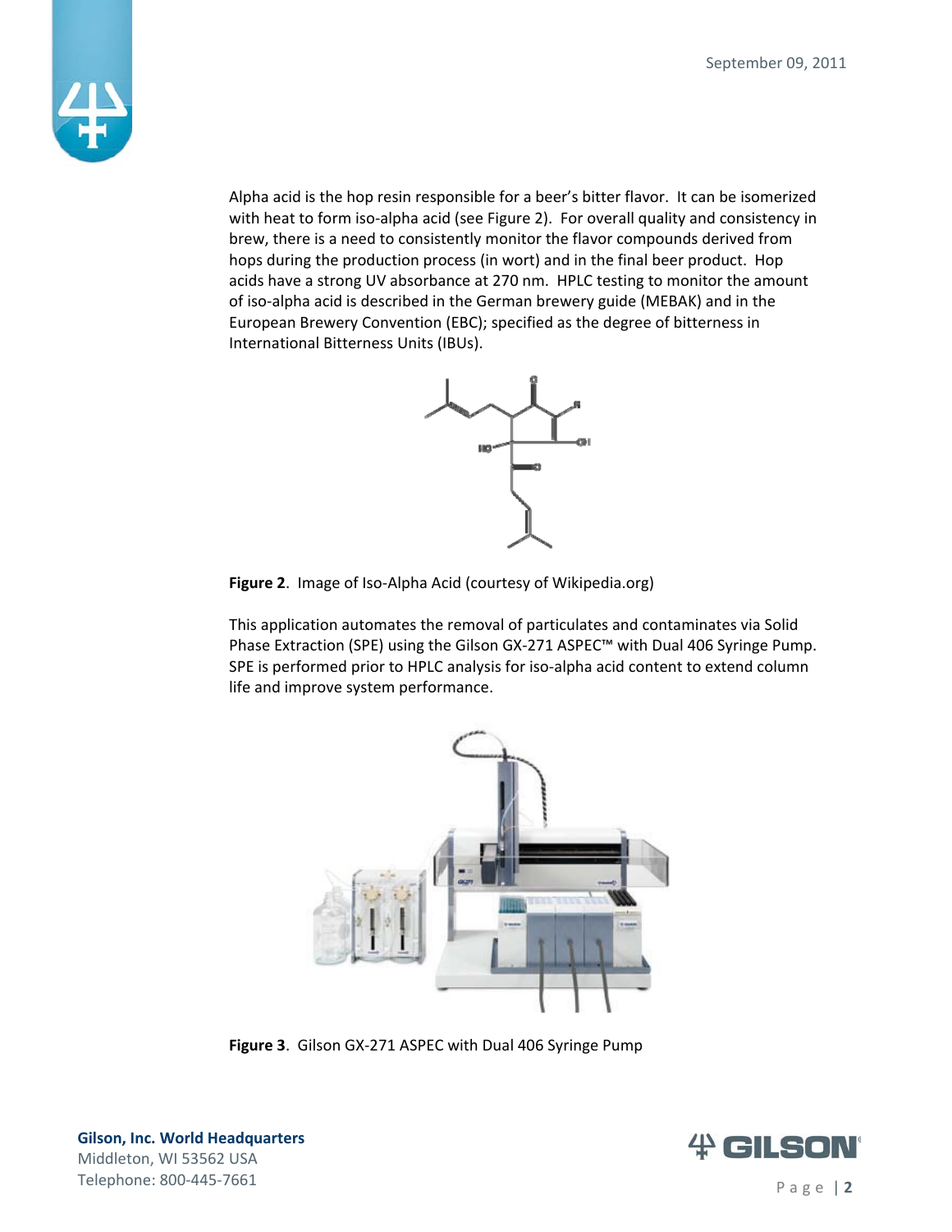Alpha acid is the hop resin responsible for a beer's bitter flavor. It can be isomerized with heat to form iso-alpha acid (see Figure 2). For overall quality and consistency in brew, there is a need to consistently monitor the flavor compounds derived from hops during the production process (in wort) and in the final beer product. Hop acids have a strong UV absorbance at 270 nm. HPLC testing to monitor the amount of iso-alpha acid is described in the German brewery guide (MEBAK) and in the European Brewery Convention (EBC); specified as the degree of bitterness in International Bitterness Units (IBUs).

**Figure 2**. Image of Iso-Alpha Acid (courtesy of Wikipedia.org)

This application automates the removal of particulates and contaminates via Solid Phase Extraction (SPE) using the Gilson GX-271 ASPEC™ with Dual 406 Syringe Pump. SPE is performed prior to HPLC analysis for iso-alpha acid content to extend column life and improve system performance.

**Figure 3**. Gilson GX-271 ASPEC with Dual 406 Syringe Pump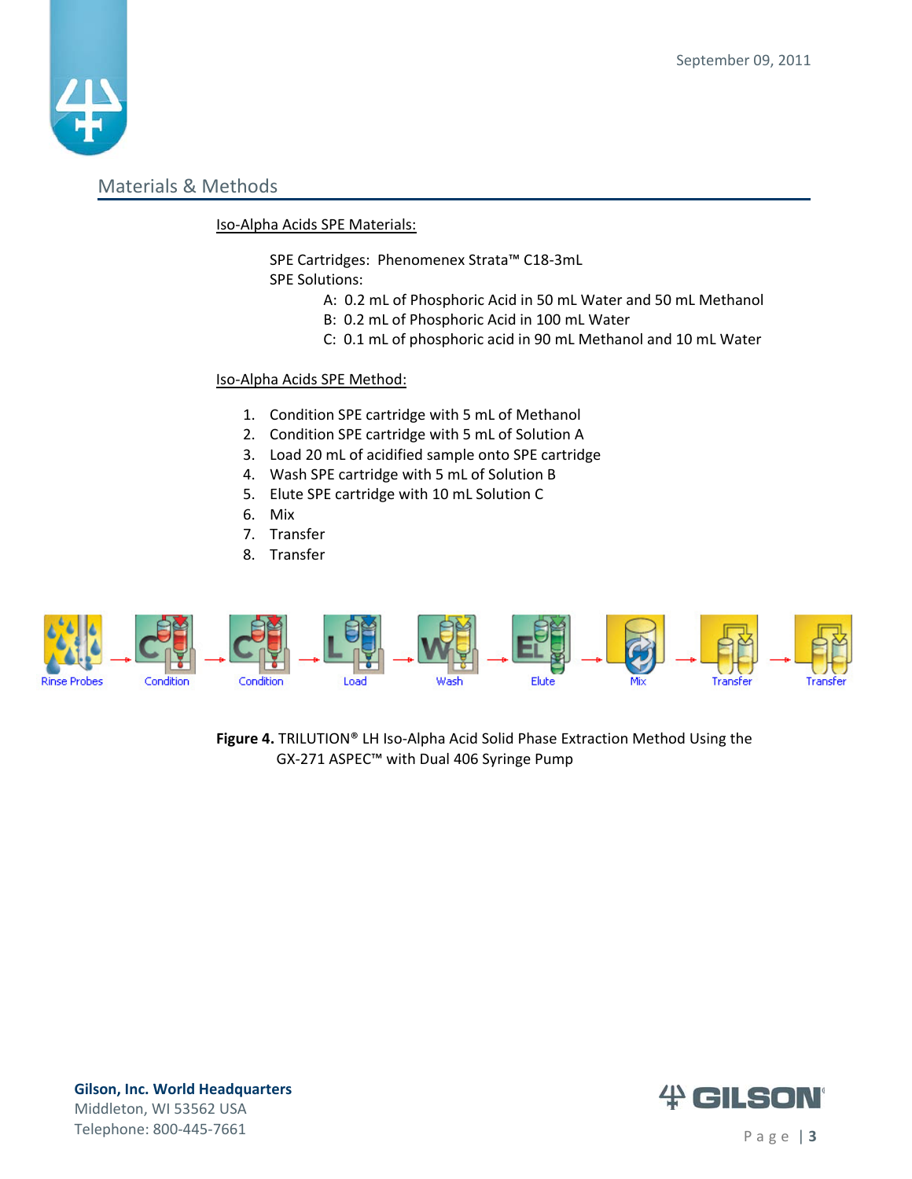## Materials & Methods

Iso-Alpha Acids SPE Materials:

SPE Cartridges: Phenomenex Strata™ C18-3mL

SPE Solutions:

- A: 0.2 mL of Phosphoric Acid in 50 mL Water and 50 mL Methanol
- B: 0.2 mL of Phosphoric Acid in 100 mL Water
- C: 0.1 mL of phosphoric acid in 90 mL Methanol and 10 mL Water

Iso-Alpha Acids SPE Method:

1. Condition SPE cartridge with 5 mL of Methanol
2. Condition SPE cartridge with 5 mL of Solution A
3. Load 20 mL of acidified sample onto SPE cartridge
4. Wash SPE cartridge with 5 mL of Solution B
5. Elute SPE cartridge with 10 mL Solution C
6. Mix
7. Transfer
8. Transfer

Rinse Probes → Condition → Condition → Load → Wash → Elute → Mix → Transfer → Transfer

**Figure 4.** TRILUTION® LH Iso-Alpha Acid Solid Phase Extraction Method Using the GX-271 ASPEC™ with Dual 406 Syringe Pump

**Gilson, Inc. World Headquarters**
Middleton, WI 53562 USA
Telephone: 800-445-7661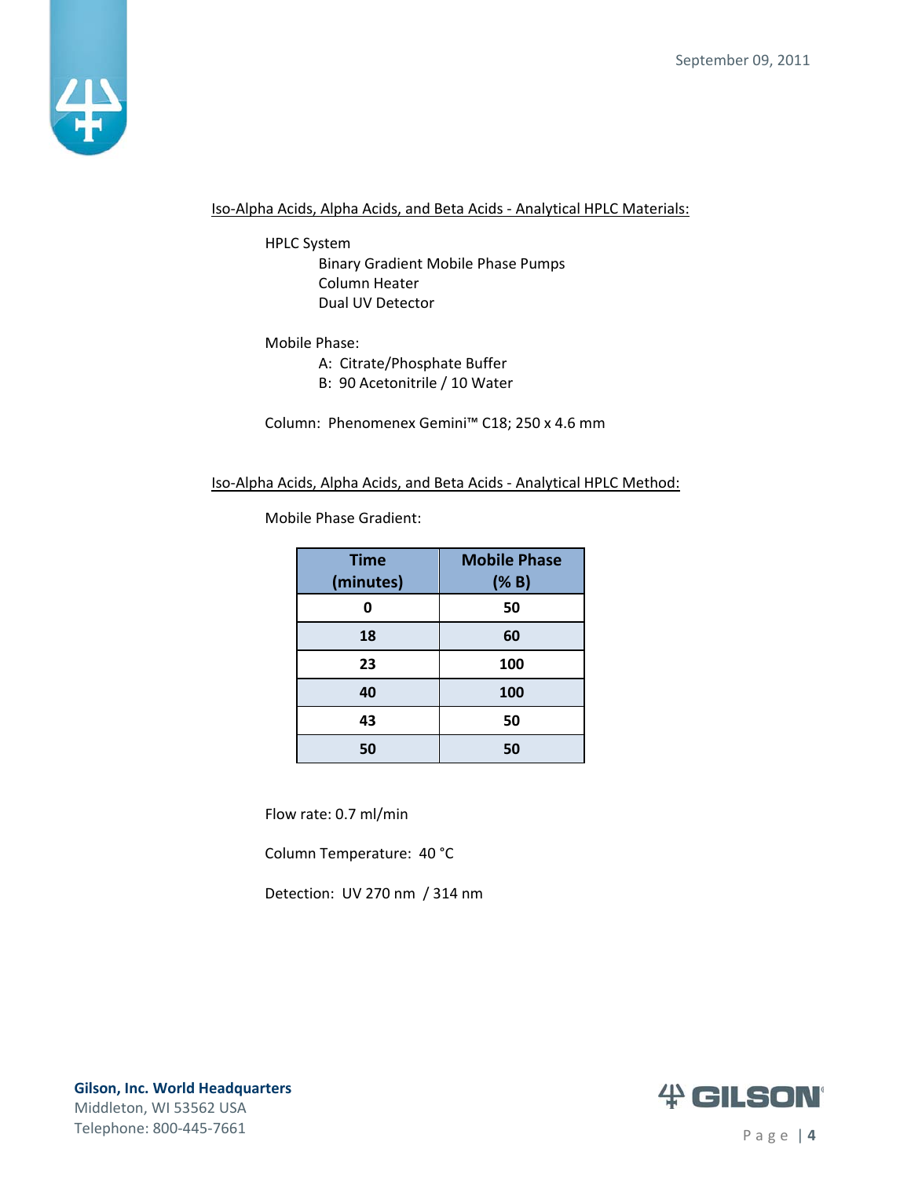Iso-Alpha Acids, Alpha Acids, and Beta Acids - Analytical HPLC Materials:

HPLC System
- Binary Gradient Mobile Phase Pumps
- Column Heater
- Dual UV Detector

Mobile Phase:
- A: Citrate/Phosphate Buffer
- B: 90 Acetonitrile / 10 Water

Column: Phenomenex Gemini™ C18; 250 x 4.6 mm

Iso-Alpha Acids, Alpha Acids, and Beta Acids - Analytical HPLC Method:

Mobile Phase Gradient:

| Time (minutes) | Mobile Phase (% B) |
|---|---|
| 0 | 50 |
| 18 | 60 |
| 23 | 100 |
| 40 | 100 |
| 43 | 50 |
| 50 | 50 |

Flow rate: 0.7 ml/min

Column Temperature: 40 °C

Detection: UV 270 nm / 314 nm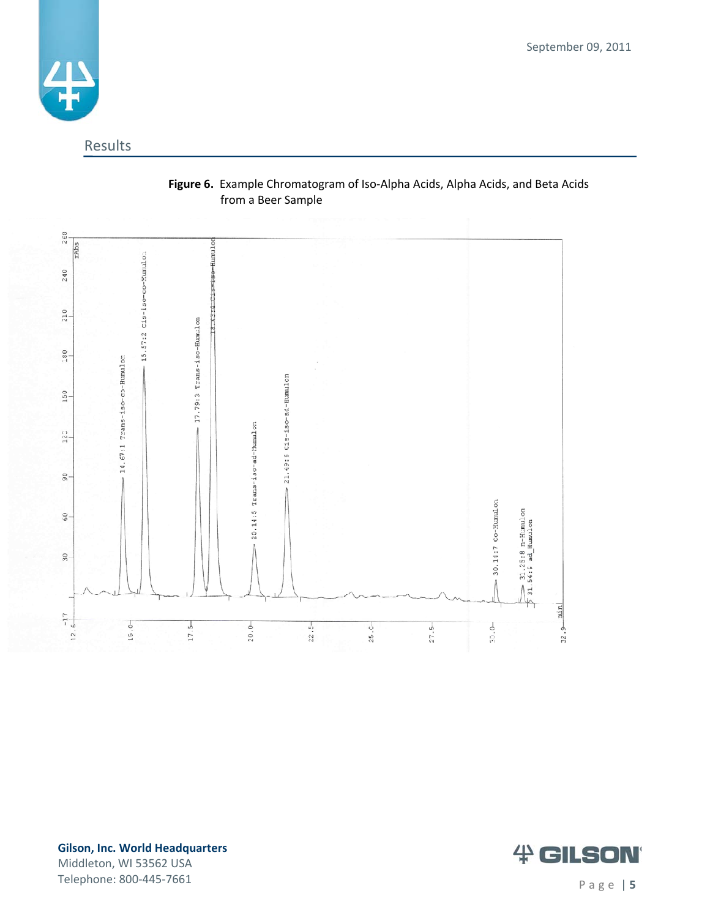## Results

**Figure 6.** Example Chromatogram of Iso-Alpha Acids, Alpha Acids, and Beta Acids from a Beer Sample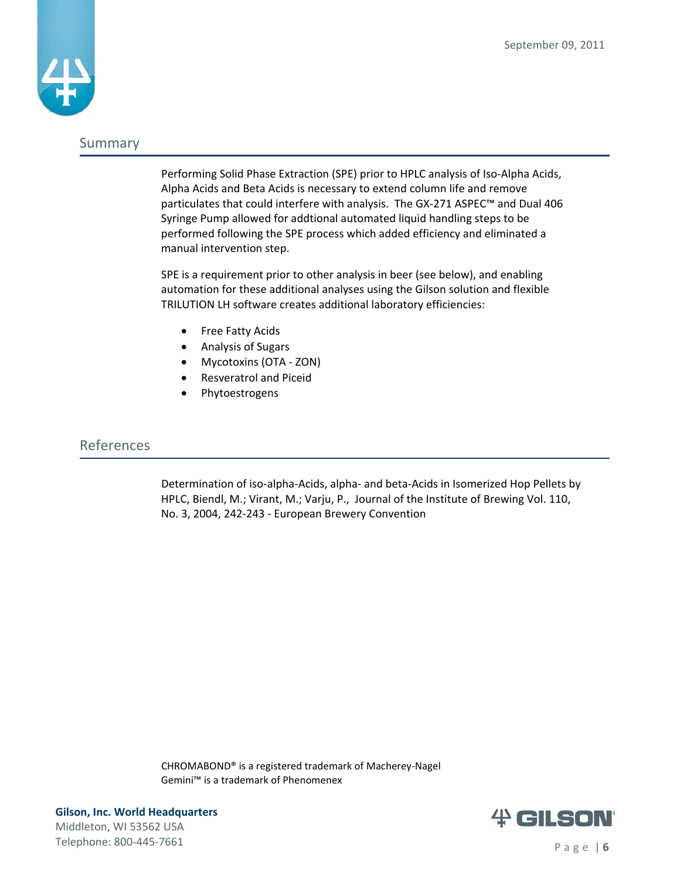## Summary

Performing Solid Phase Extraction (SPE) prior to HPLC analysis of Iso-Alpha Acids, Alpha Acids and Beta Acids is necessary to extend column life and remove particulates that could interfere with analysis. The GX-271 ASPEC™ and Dual 406 Syringe Pump allowed for addtional automated liquid handling steps to be performed following the SPE process which added efficiency and eliminated a manual intervention step.

SPE is a requirement prior to other analysis in beer (see below), and enabling automation for these additional analyses using the Gilson solution and flexible TRILUTION LH software creates additional laboratory efficiencies:

- Free Fatty Acids
- Analysis of Sugars
- Mycotoxins (OTA - ZON)
- Resveratrol and Piceid
- Phytoestrogens

## References

Determination of iso-alpha-Acids, alpha- and beta-Acids in Isomerized Hop Pellets by HPLC, Biendl, M.; Virant, M.; Varju, P., Journal of the Institute of Brewing Vol. 110, No. 3, 2004, 242-243 - European Brewery Convention

CHROMABOND® is a registered trademark of Macherey-Nagel
Gemini™ is a trademark of Phenomenex

**Gilson, Inc. World Headquarters**
Middleton, WI 53562 USA
Telephone: 800-445-7661